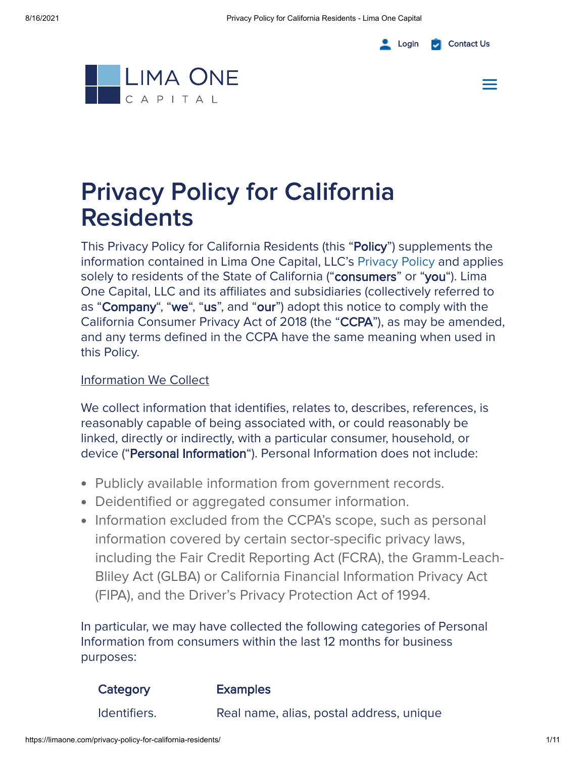# Privacy Policy for California Residents

This Privacy Policy for California Residents (this "**Policy**") supplements the information contained in Lima One Capital, LLC's Privacy Policy and applies solely to residents of the State of California ("**consumers**" or "**you**"). Lima One Capital, LLC and its affiliates and subsidiaries (collectively referred to as "**Company**", "**we**", "**us**", and "**our**") adopt this notice to comply with the California Consumer Privacy Act of 2018 (the "**CCPA**"), as may be amended, and any terms defined in the CCPA have the same meaning when used in this Policy.

Information We Collect

We collect information that identifies, relates to, describes, references, is reasonably capable of being associated with, or could reasonably be linked, directly or indirectly, with a particular consumer, household, or device ("**Personal Information**"). Personal Information does not include:

- Publicly available information from government records.
- Deidentified or aggregated consumer information.
- Information excluded from the CCPA's scope, such as personal information covered by certain sector-specific privacy laws, including the Fair Credit Reporting Act (FCRA), the Gramm-Leach-Bliley Act (GLBA) or California Financial Information Privacy Act (FIPA), and the Driver's Privacy Protection Act of 1994.

In particular, we may have collected the following categories of Personal Information from consumers within the last 12 months for business purposes:

| Category | Examples |
| --- | --- |
| Identifiers. | Real name, alias, postal address, unique |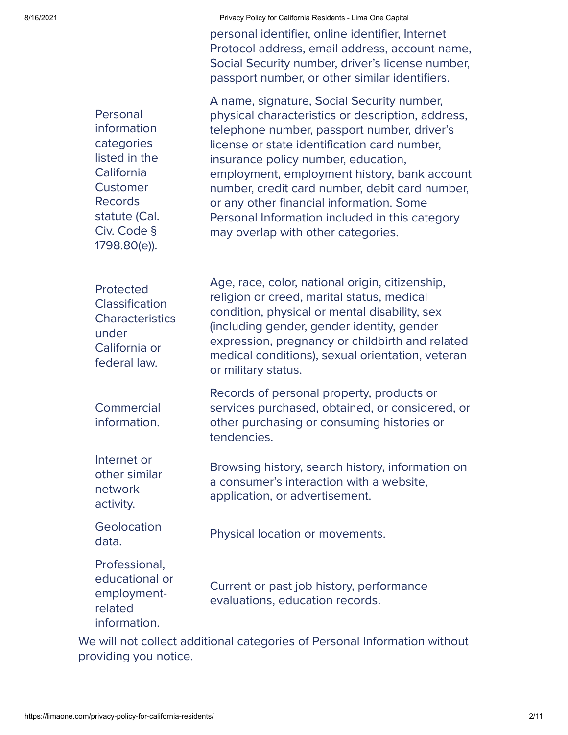| | |
|---|---|
| | personal identifier, online identifier, Internet Protocol address, email address, account name, Social Security number, driver's license number, passport number, or other similar identifiers. |
| Personal information categories listed in the California Customer Records statute (Cal. Civ. Code § 1798.80(e)). | A name, signature, Social Security number, physical characteristics or description, address, telephone number, passport number, driver's license or state identification card number, insurance policy number, education, employment, employment history, bank account number, credit card number, debit card number, or any other financial information. Some Personal Information included in this category may overlap with other categories. |
| Protected Classification Characteristics under California or federal law. | Age, race, color, national origin, citizenship, religion or creed, marital status, medical condition, physical or mental disability, sex (including gender, gender identity, gender expression, pregnancy or childbirth and related medical conditions), sexual orientation, veteran or military status. |
| Commercial information. | Records of personal property, products or services purchased, obtained, or considered, or other purchasing or consuming histories or tendencies. |
| Internet or other similar network activity. | Browsing history, search history, information on a consumer's interaction with a website, application, or advertisement. |
| Geolocation data. | Physical location or movements. |
| Professional, educational or employment-related information. | Current or past job history, performance evaluations, education records. |

We will not collect additional categories of Personal Information without providing you notice.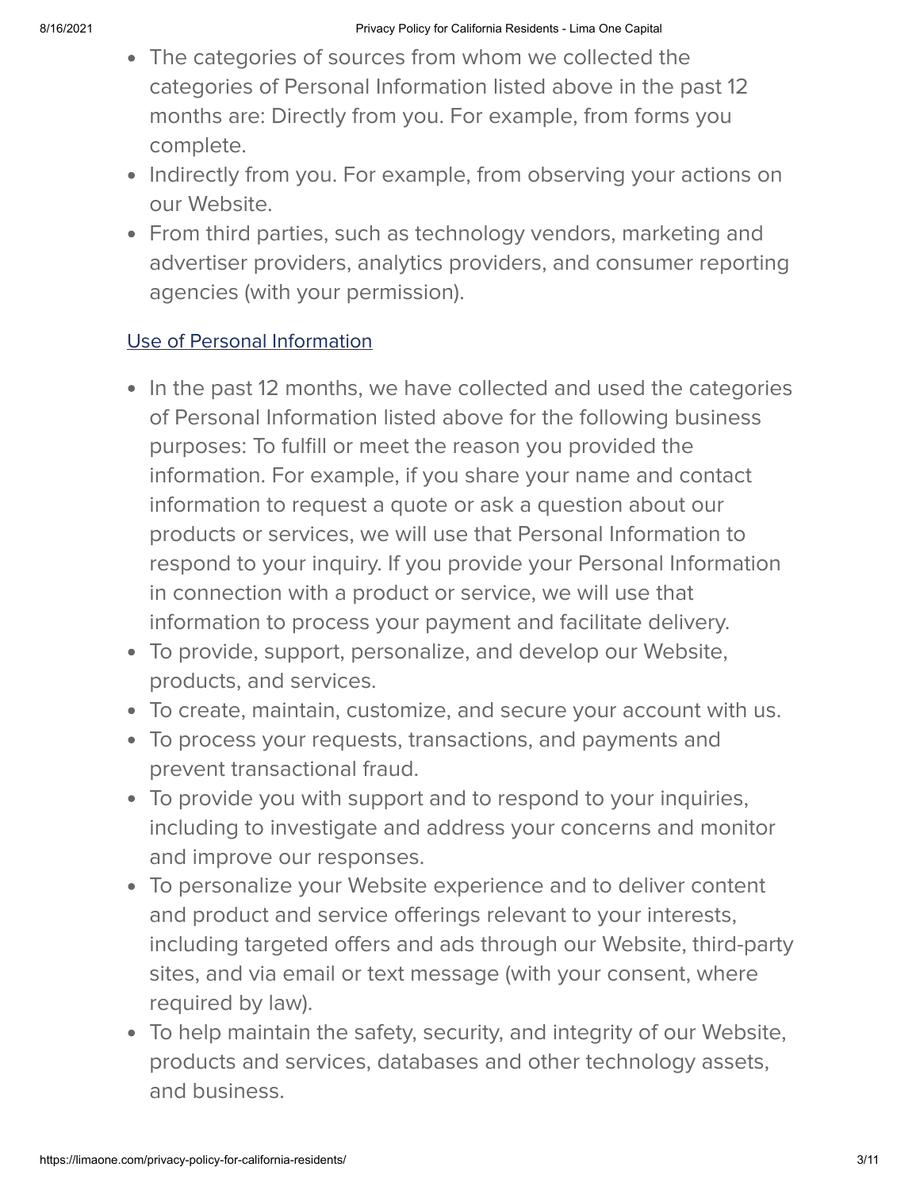- The categories of sources from whom we collected the categories of Personal Information listed above in the past 12 months are: Directly from you. For example, from forms you complete.
- Indirectly from you. For example, from observing your actions on our Website.
- From third parties, such as technology vendors, marketing and advertiser providers, analytics providers, and consumer reporting agencies (with your permission).

## Use of Personal Information

- In the past 12 months, we have collected and used the categories of Personal Information listed above for the following business purposes: To fulfill or meet the reason you provided the information. For example, if you share your name and contact information to request a quote or ask a question about our products or services, we will use that Personal Information to respond to your inquiry. If you provide your Personal Information in connection with a product or service, we will use that information to process your payment and facilitate delivery.
- To provide, support, personalize, and develop our Website, products, and services.
- To create, maintain, customize, and secure your account with us.
- To process your requests, transactions, and payments and prevent transactional fraud.
- To provide you with support and to respond to your inquiries, including to investigate and address your concerns and monitor and improve our responses.
- To personalize your Website experience and to deliver content and product and service offerings relevant to your interests, including targeted offers and ads through our Website, third-party sites, and via email or text message (with your consent, where required by law).
- To help maintain the safety, security, and integrity of our Website, products and services, databases and other technology assets, and business.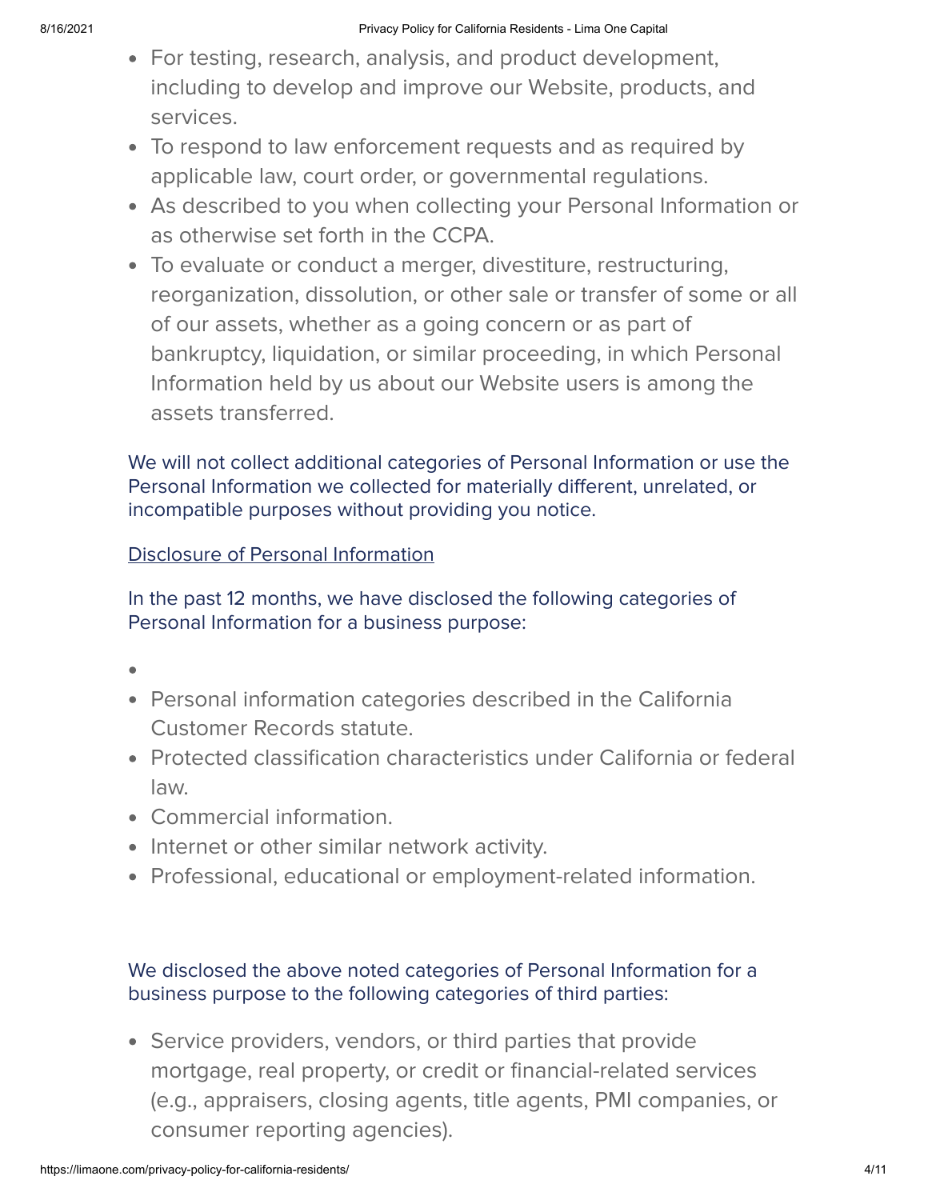- For testing, research, analysis, and product development, including to develop and improve our Website, products, and services.
- To respond to law enforcement requests and as required by applicable law, court order, or governmental regulations.
- As described to you when collecting your Personal Information or as otherwise set forth in the CCPA.
- To evaluate or conduct a merger, divestiture, restructuring, reorganization, dissolution, or other sale or transfer of some or all of our assets, whether as a going concern or as part of bankruptcy, liquidation, or similar proceeding, in which Personal Information held by us about our Website users is among the assets transferred.

We will not collect additional categories of Personal Information or use the Personal Information we collected for materially different, unrelated, or incompatible purposes without providing you notice.

## Disclosure of Personal Information

In the past 12 months, we have disclosed the following categories of Personal Information for a business purpose:

- Personal information categories described in the California Customer Records statute.
- Protected classification characteristics under California or federal law.
- Commercial information.
- Internet or other similar network activity.
- Professional, educational or employment-related information.

We disclosed the above noted categories of Personal Information for a business purpose to the following categories of third parties:

- Service providers, vendors, or third parties that provide mortgage, real property, or credit or financial-related services (e.g., appraisers, closing agents, title agents, PMI companies, or consumer reporting agencies).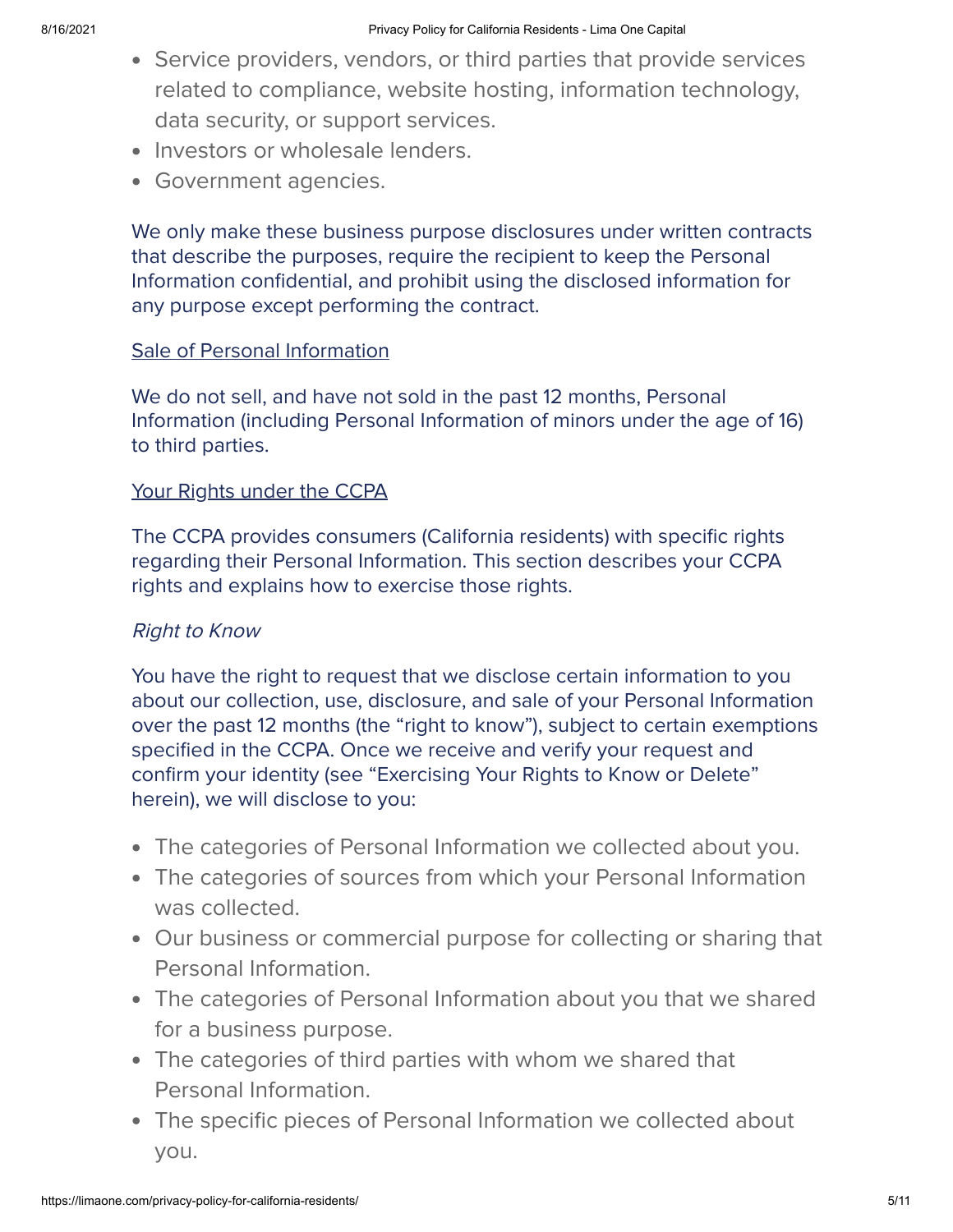- Service providers, vendors, or third parties that provide services related to compliance, website hosting, information technology, data security, or support services.
- Investors or wholesale lenders.
- Government agencies.

We only make these business purpose disclosures under written contracts that describe the purposes, require the recipient to keep the Personal Information confidential, and prohibit using the disclosed information for any purpose except performing the contract.

## Sale of Personal Information

We do not sell, and have not sold in the past 12 months, Personal Information (including Personal Information of minors under the age of 16) to third parties.

## Your Rights under the CCPA

The CCPA provides consumers (California residents) with specific rights regarding their Personal Information. This section describes your CCPA rights and explains how to exercise those rights.

### *Right to Know*

You have the right to request that we disclose certain information to you about our collection, use, disclosure, and sale of your Personal Information over the past 12 months (the "right to know"), subject to certain exemptions specified in the CCPA. Once we receive and verify your request and confirm your identity (see "Exercising Your Rights to Know or Delete" herein), we will disclose to you:

- The categories of Personal Information we collected about you.
- The categories of sources from which your Personal Information was collected.
- Our business or commercial purpose for collecting or sharing that Personal Information.
- The categories of Personal Information about you that we shared for a business purpose.
- The categories of third parties with whom we shared that Personal Information.
- The specific pieces of Personal Information we collected about you.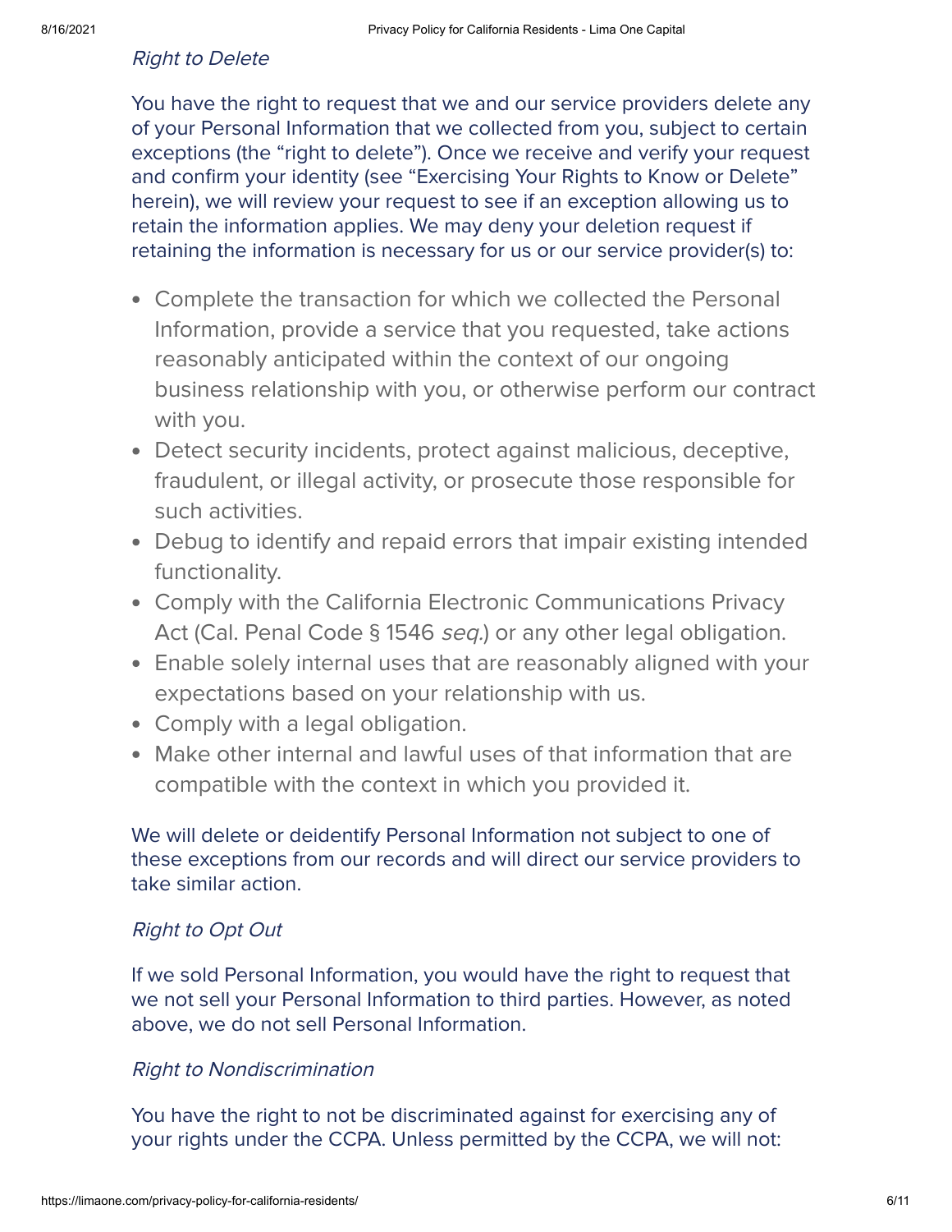*Right to Delete*

You have the right to request that we and our service providers delete any of your Personal Information that we collected from you, subject to certain exceptions (the "right to delete"). Once we receive and verify your request and confirm your identity (see "Exercising Your Rights to Know or Delete" herein), we will review your request to see if an exception allowing us to retain the information applies. We may deny your deletion request if retaining the information is necessary for us or our service provider(s) to:

- Complete the transaction for which we collected the Personal Information, provide a service that you requested, take actions reasonably anticipated within the context of our ongoing business relationship with you, or otherwise perform our contract with you.
- Detect security incidents, protect against malicious, deceptive, fraudulent, or illegal activity, or prosecute those responsible for such activities.
- Debug to identify and repaid errors that impair existing intended functionality.
- Comply with the California Electronic Communications Privacy Act (Cal. Penal Code § 1546 *seq.*) or any other legal obligation.
- Enable solely internal uses that are reasonably aligned with your expectations based on your relationship with us.
- Comply with a legal obligation.
- Make other internal and lawful uses of that information that are compatible with the context in which you provided it.

We will delete or deidentify Personal Information not subject to one of these exceptions from our records and will direct our service providers to take similar action.

*Right to Opt Out*

If we sold Personal Information, you would have the right to request that we not sell your Personal Information to third parties. However, as noted above, we do not sell Personal Information.

*Right to Nondiscrimination*

You have the right to not be discriminated against for exercising any of your rights under the CCPA. Unless permitted by the CCPA, we will not: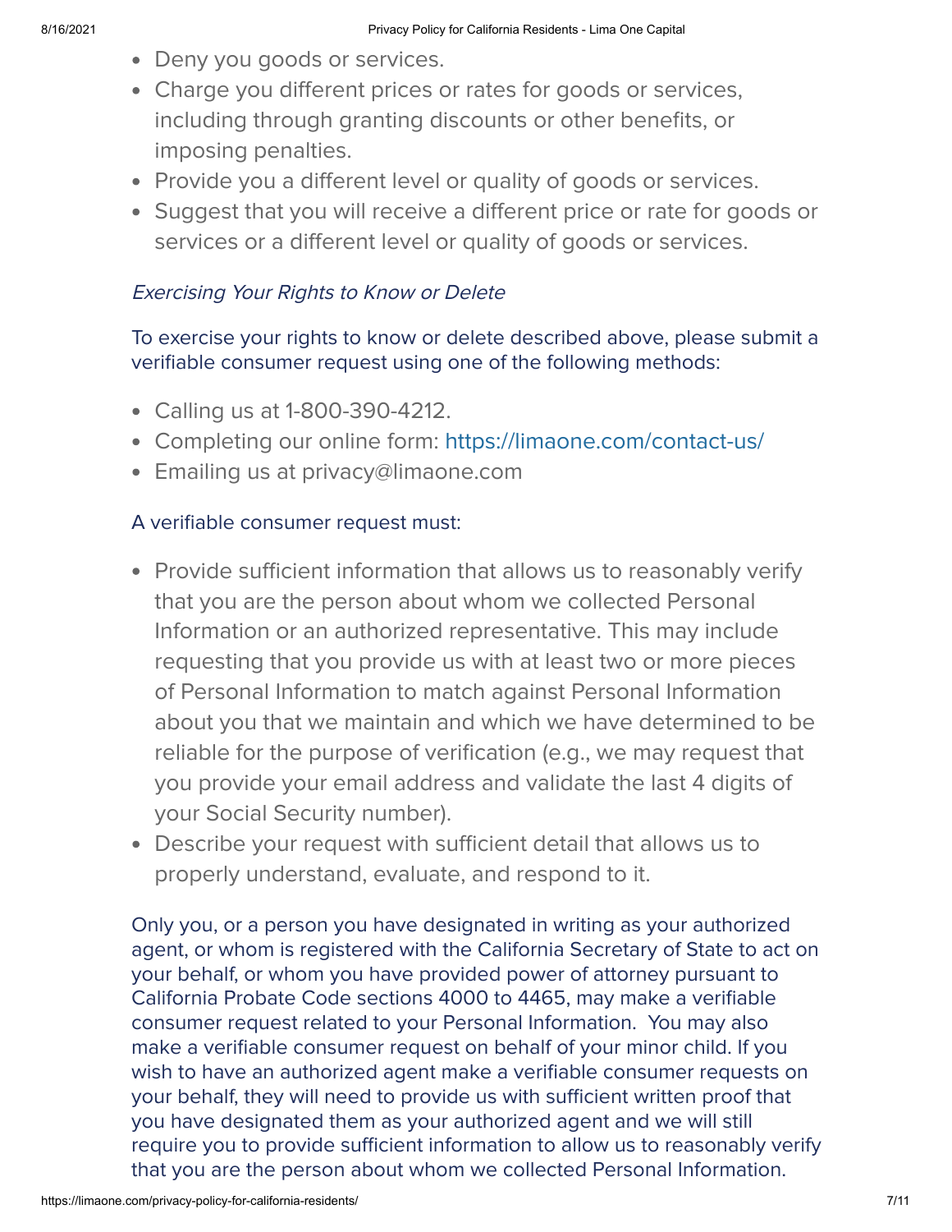- Deny you goods or services.
- Charge you different prices or rates for goods or services, including through granting discounts or other benefits, or imposing penalties.
- Provide you a different level or quality of goods or services.
- Suggest that you will receive a different price or rate for goods or services or a different level or quality of goods or services.

*Exercising Your Rights to Know or Delete*

To exercise your rights to know or delete described above, please submit a verifiable consumer request using one of the following methods:

- Calling us at 1-800-390-4212.
- Completing our online form: https://limaone.com/contact-us/
- Emailing us at privacy@limaone.com

A verifiable consumer request must:

- Provide sufficient information that allows us to reasonably verify that you are the person about whom we collected Personal Information or an authorized representative. This may include requesting that you provide us with at least two or more pieces of Personal Information to match against Personal Information about you that we maintain and which we have determined to be reliable for the purpose of verification (e.g., we may request that you provide your email address and validate the last 4 digits of your Social Security number).
- Describe your request with sufficient detail that allows us to properly understand, evaluate, and respond to it.

Only you, or a person you have designated in writing as your authorized agent, or whom is registered with the California Secretary of State to act on your behalf, or whom you have provided power of attorney pursuant to California Probate Code sections 4000 to 4465, may make a verifiable consumer request related to your Personal Information. You may also make a verifiable consumer request on behalf of your minor child. If you wish to have an authorized agent make a verifiable consumer requests on your behalf, they will need to provide us with sufficient written proof that you have designated them as your authorized agent and we will still require you to provide sufficient information to allow us to reasonably verify that you are the person about whom we collected Personal Information.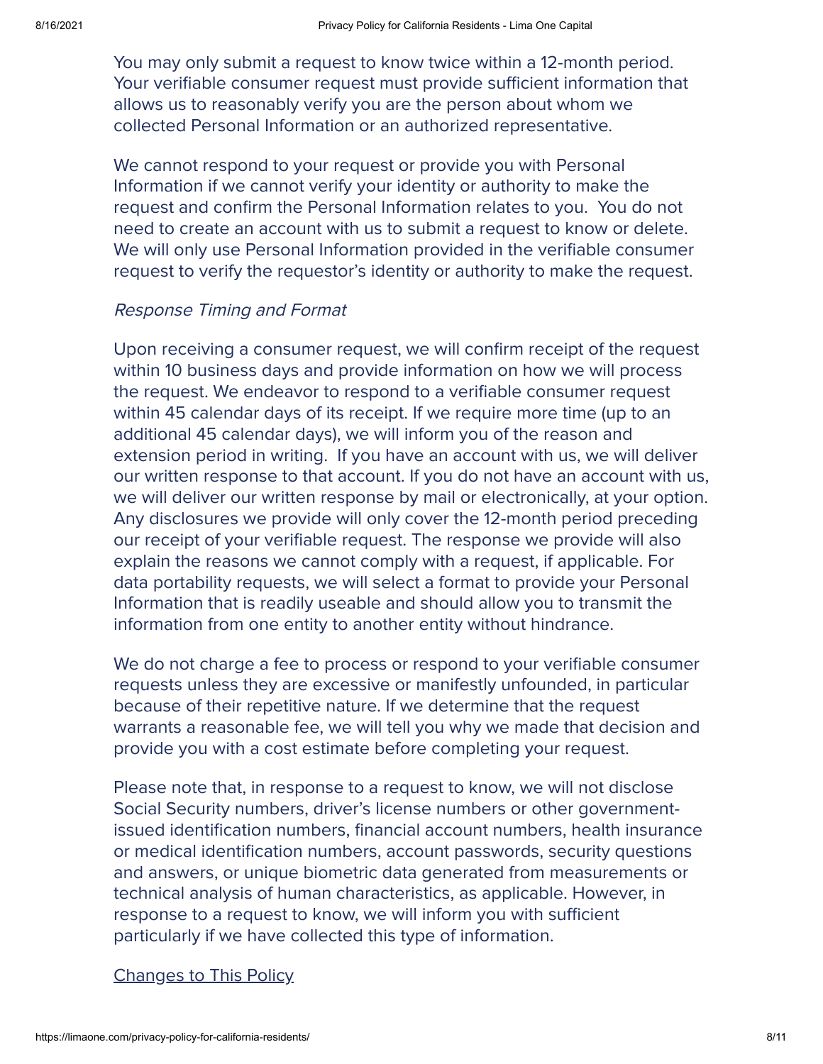You may only submit a request to know twice within a 12-month period. Your verifiable consumer request must provide sufficient information that allows us to reasonably verify you are the person about whom we collected Personal Information or an authorized representative.

We cannot respond to your request or provide you with Personal Information if we cannot verify your identity or authority to make the request and confirm the Personal Information relates to you. You do not need to create an account with us to submit a request to know or delete. We will only use Personal Information provided in the verifiable consumer request to verify the requestor's identity or authority to make the request.

*Response Timing and Format*

Upon receiving a consumer request, we will confirm receipt of the request within 10 business days and provide information on how we will process the request. We endeavor to respond to a verifiable consumer request within 45 calendar days of its receipt. If we require more time (up to an additional 45 calendar days), we will inform you of the reason and extension period in writing. If you have an account with us, we will deliver our written response to that account. If you do not have an account with us, we will deliver our written response by mail or electronically, at your option. Any disclosures we provide will only cover the 12-month period preceding our receipt of your verifiable request. The response we provide will also explain the reasons we cannot comply with a request, if applicable. For data portability requests, we will select a format to provide your Personal Information that is readily useable and should allow you to transmit the information from one entity to another entity without hindrance.

We do not charge a fee to process or respond to your verifiable consumer requests unless they are excessive or manifestly unfounded, in particular because of their repetitive nature. If we determine that the request warrants a reasonable fee, we will tell you why we made that decision and provide you with a cost estimate before completing your request.

Please note that, in response to a request to know, we will not disclose Social Security numbers, driver's license numbers or other government-issued identification numbers, financial account numbers, health insurance or medical identification numbers, account passwords, security questions and answers, or unique biometric data generated from measurements or technical analysis of human characteristics, as applicable. However, in response to a request to know, we will inform you with sufficient particularly if we have collected this type of information.

## Changes to This Policy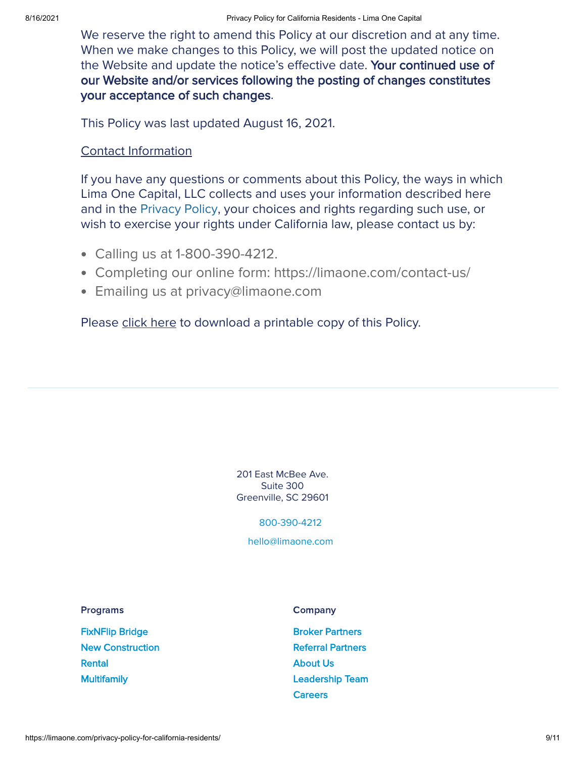We reserve the right to amend this Policy at our discretion and at any time. When we make changes to this Policy, we will post the updated notice on the Website and update the notice's effective date. **Your continued use of our Website and/or services following the posting of changes constitutes your acceptance of such changes**.

This Policy was last updated August 16, 2021.

Contact Information

If you have any questions or comments about this Policy, the ways in which Lima One Capital, LLC collects and uses your information described here and in the Privacy Policy, your choices and rights regarding such use, or wish to exercise your rights under California law, please contact us by:

- Calling us at 1-800-390-4212.
- Completing our online form: https://limaone.com/contact-us/
- Emailing us at privacy@limaone.com

Please click here to download a printable copy of this Policy.

---

201 East McBee Ave.
Suite 300
Greenville, SC 29601

800-390-4212

hello@limaone.com

**Programs**

- FixNFlip Bridge
- New Construction
- Rental
- Multifamily

**Company**

- Broker Partners
- Referral Partners
- About Us
- Leadership Team
- Careers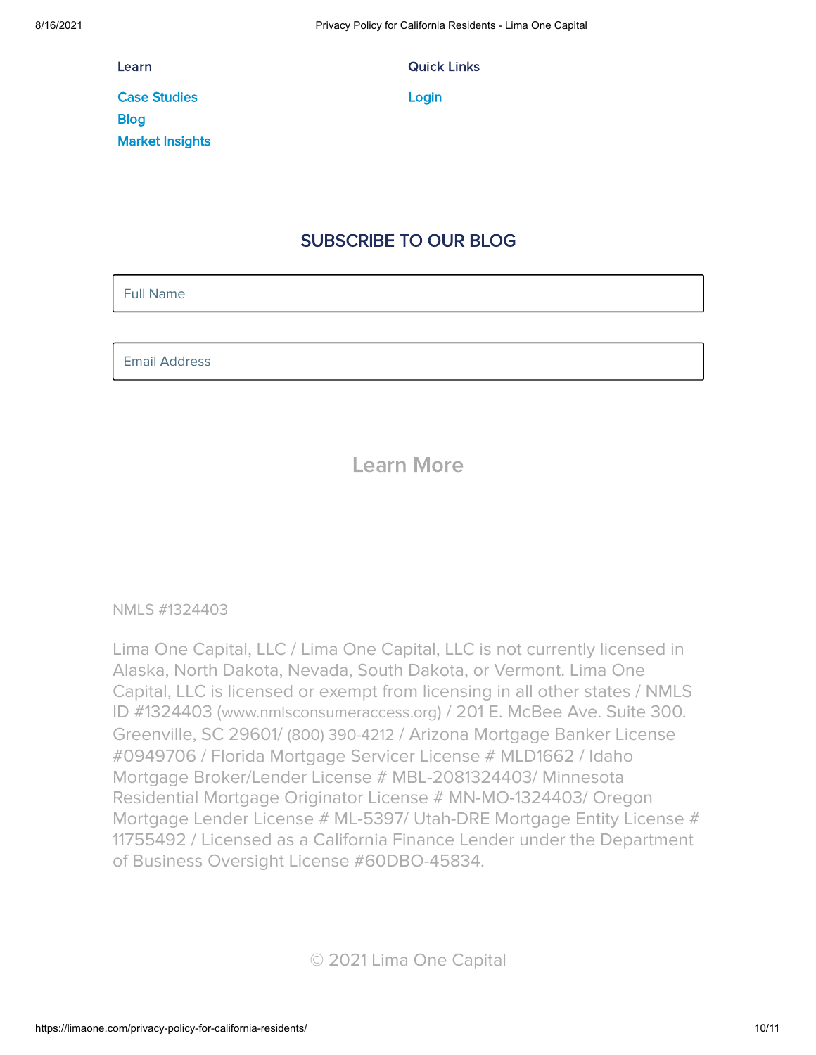**Learn**

Case Studies
Blog
Market Insights

**Quick Links**

Login

## SUBSCRIBE TO OUR BLOG

Full Name

Email Address

Learn More

NMLS #1324403

Lima One Capital, LLC / Lima One Capital, LLC is not currently licensed in Alaska, North Dakota, Nevada, South Dakota, or Vermont. Lima One Capital, LLC is licensed or exempt from licensing in all other states / NMLS ID #1324403 (www.nmlsconsumeraccess.org) / 201 E. McBee Ave. Suite 300. Greenville, SC 29601/ (800) 390-4212 / Arizona Mortgage Banker License #0949706 / Florida Mortgage Servicer License # MLD1662 / Idaho Mortgage Broker/Lender License # MBL-2081324403/ Minnesota Residential Mortgage Originator License # MN-MO-1324403/ Oregon Mortgage Lender License # ML-5397/ Utah-DRE Mortgage Entity License # 11755492 / Licensed as a California Finance Lender under the Department of Business Oversight License #60DBO-45834.

© 2021 Lima One Capital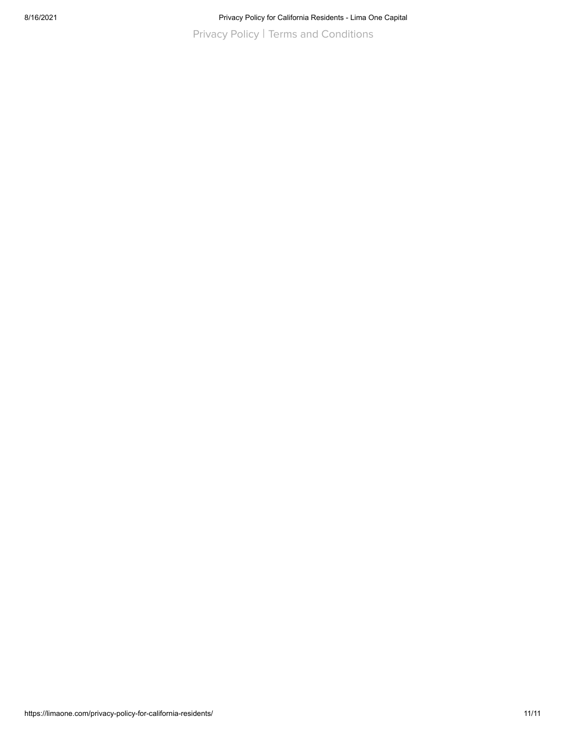Privacy Policy | Terms and Conditions